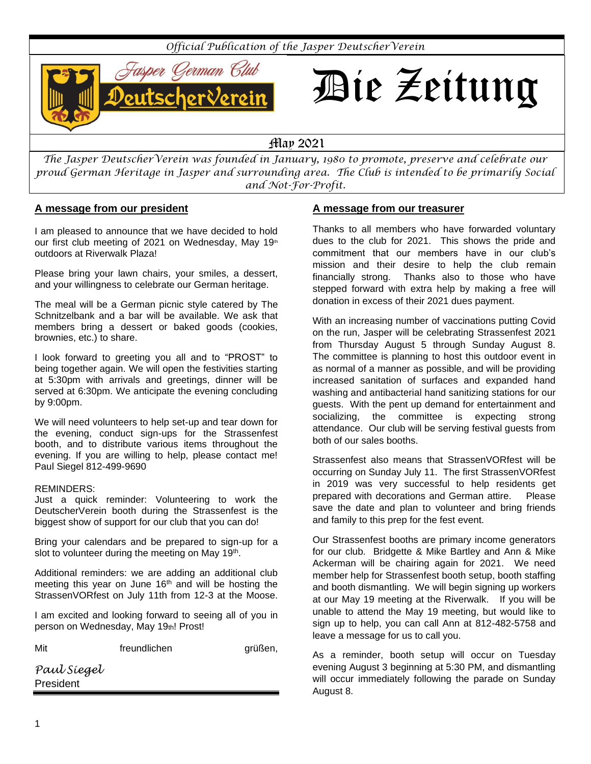*Official Publication of the Jasper DeutscherVerein*

Jasper German Club

DeutscherVerein

# Die Zeitung

May 2021

*The Jasper DeutscherVerein was founded in January, 1980 to promote, preserve and celebrate our proud German Heritage in Jasper and surrounding area. The Club is intended to be primarily Social and Not-For-Profit.*

## A message from our president

I am pleased to announce that we have decided to hold our first club meeting of 2021 on Wednesday, May 19th outdoors at Riverwalk Plaza!

Please bring your lawn chairs, your smiles, a dessert, and your willingness to celebrate our German heritage.

The meal will be a German picnic style catered by The Schnitzelbank and a bar will be available. We ask that members bring a dessert or baked goods (cookies, brownies, etc.) to share.

I look forward to greeting you all and to "PROST" to being together again. We will open the festivities starting at 5:30pm with arrivals and greetings, dinner will be served at 6:30pm. We anticipate the evening concluding by 9:00pm.

We will need volunteers to help set-up and tear down for the evening, conduct sign-ups for the Strassenfest booth, and to distribute various items throughout the evening. If you are willing to help, please contact me! Paul Siegel 812-499-9690

REMINDERS:
Just a quick reminder: Volunteering to work the DeutscherVerein booth during the Strassenfest is the biggest show of support for our club that you can do!

Bring your calendars and be prepared to sign-up for a slot to volunteer during the meeting on May 19th.

Additional reminders: we are adding an additional club meeting this year on June 16th and will be hosting the StrassenVORfest on July 11th from 12-3 at the Moose.

I am excited and looking forward to seeing all of you in person on Wednesday, May 19th! Prost!

Mit freundlichen grüßen,

*Paul Siegel*
President

## A message from our treasurer

Thanks to all members who have forwarded voluntary dues to the club for 2021. This shows the pride and commitment that our members have in our club's mission and their desire to help the club remain financially strong. Thanks also to those who have stepped forward with extra help by making a free will donation in excess of their 2021 dues payment.

With an increasing number of vaccinations putting Covid on the run, Jasper will be celebrating Strassenfest 2021 from Thursday August 5 through Sunday August 8. The committee is planning to host this outdoor event in as normal of a manner as possible, and will be providing increased sanitation of surfaces and expanded hand washing and antibacterial hand sanitizing stations for our guests. With the pent up demand for entertainment and socializing, the committee is expecting strong attendance. Our club will be serving festival guests from both of our sales booths.

Strassenfest also means that StrassenVORfest will be occurring on Sunday July 11. The first StrassenVORfest in 2019 was very successful to help residents get prepared with decorations and German attire. Please save the date and plan to volunteer and bring friends and family to this prep for the fest event.

Our Strassenfest booths are primary income generators for our club. Bridgette & Mike Bartley and Ann & Mike Ackerman will be chairing again for 2021. We need member help for Strassenfest booth setup, booth staffing and booth dismantling. We will begin signing up workers at our May 19 meeting at the Riverwalk. If you will be unable to attend the May 19 meeting, but would like to sign up to help, you can call Ann at 812-482-5758 and leave a message for us to call you.

As a reminder, booth setup will occur on Tuesday evening August 3 beginning at 5:30 PM, and dismantling will occur immediately following the parade on Sunday August 8.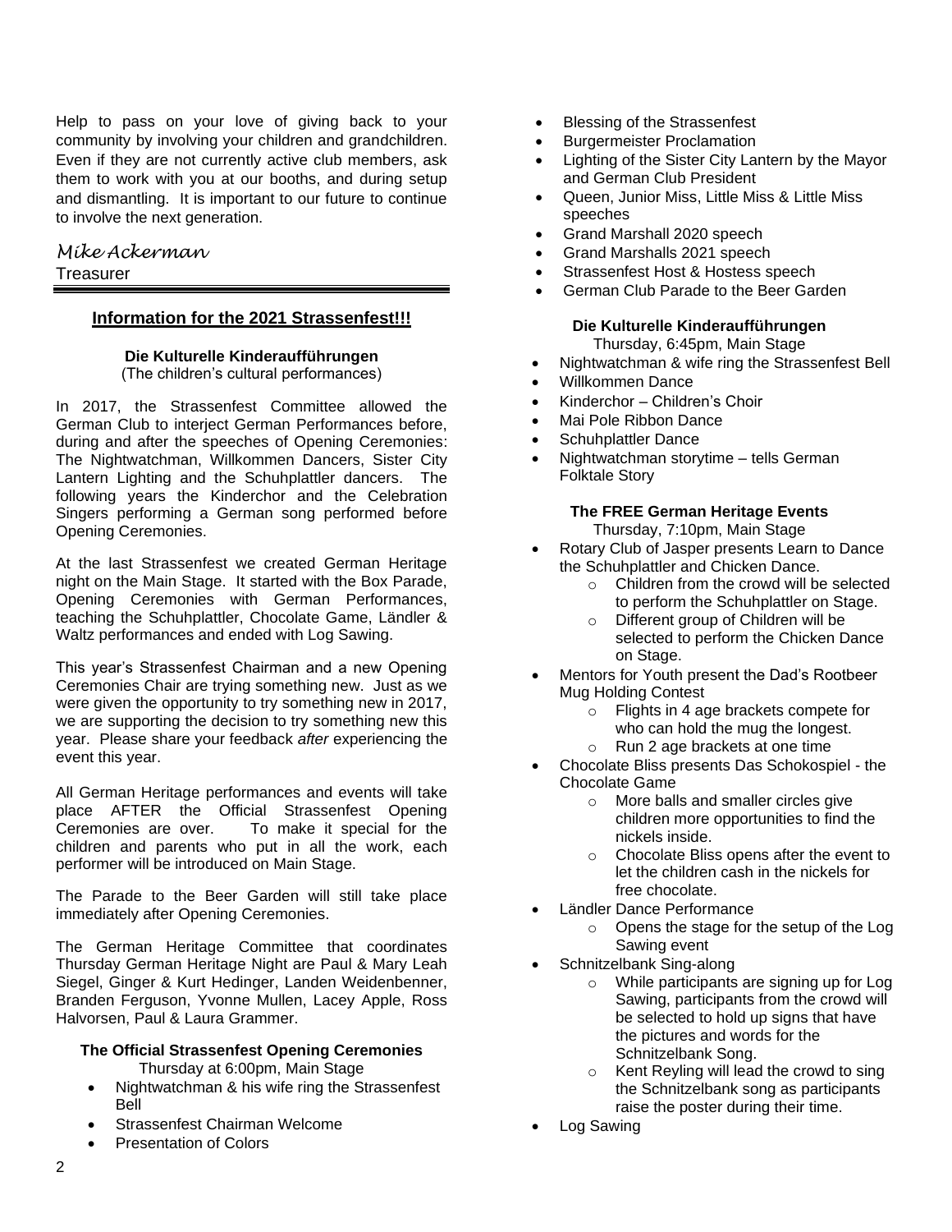Help to pass on your love of giving back to your community by involving your children and grandchildren. Even if they are not currently active club members, ask them to work with you at our booths, and during setup and dismantling. It is important to our future to continue to involve the next generation.

*Mike Ackerman*
Treasurer

---

## Information for the 2021 Strassenfest!!!

### Die Kulturelle Kinderaufführungen

(The children's cultural performances)

In 2017, the Strassenfest Committee allowed the German Club to interject German Performances before, during and after the speeches of Opening Ceremonies: The Nightwatchman, Willkommen Dancers, Sister City Lantern Lighting and the Schuhplattler dancers. The following years the Kinderchor and the Celebration Singers performing a German song performed before Opening Ceremonies.

At the last Strassenfest we created German Heritage night on the Main Stage. It started with the Box Parade, Opening Ceremonies with German Performances, teaching the Schuhplattler, Chocolate Game, Ländler & Waltz performances and ended with Log Sawing.

This year's Strassenfest Chairman and a new Opening Ceremonies Chair are trying something new. Just as we were given the opportunity to try something new in 2017, we are supporting the decision to try something new this year. Please share your feedback *after* experiencing the event this year.

All German Heritage performances and events will take place AFTER the Official Strassenfest Opening Ceremonies are over. To make it special for the children and parents who put in all the work, each performer will be introduced on Main Stage.

The Parade to the Beer Garden will still take place immediately after Opening Ceremonies.

The German Heritage Committee that coordinates Thursday German Heritage Night are Paul & Mary Leah Siegel, Ginger & Kurt Hedinger, Landen Weidenbenner, Branden Ferguson, Yvonne Mullen, Lacey Apple, Ross Halvorsen, Paul & Laura Grammer.

### The Official Strassenfest Opening Ceremonies

Thursday at 6:00pm, Main Stage

- Nightwatchman & his wife ring the Strassenfest Bell
- Strassenfest Chairman Welcome
- Presentation of Colors
- Blessing of the Strassenfest
- Burgermeister Proclamation
- Lighting of the Sister City Lantern by the Mayor and German Club President
- Queen, Junior Miss, Little Miss & Little Miss speeches
- Grand Marshall 2020 speech
- Grand Marshalls 2021 speech
- Strassenfest Host & Hostess speech
- German Club Parade to the Beer Garden

### Die Kulturelle Kinderaufführungen

Thursday, 6:45pm, Main Stage

- Nightwatchman & wife ring the Strassenfest Bell
- Willkommen Dance
- Kinderchor – Children's Choir
- Mai Pole Ribbon Dance
- Schuhplattler Dance
- Nightwatchman storytime – tells German Folktale Story

### The FREE German Heritage Events

Thursday, 7:10pm, Main Stage

- Rotary Club of Jasper presents Learn to Dance the Schuhplattler and Chicken Dance.
  - Children from the crowd will be selected to perform the Schuhplattler on Stage.
  - Different group of Children will be selected to perform the Chicken Dance on Stage.
- Mentors for Youth present the Dad's Rootbeer Mug Holding Contest
  - Flights in 4 age brackets compete for who can hold the mug the longest.
  - Run 2 age brackets at one time
- Chocolate Bliss presents Das Schokospiel - the Chocolate Game
  - More balls and smaller circles give children more opportunities to find the nickels inside.
  - Chocolate Bliss opens after the event to let the children cash in the nickels for free chocolate.
- Ländler Dance Performance
  - Opens the stage for the setup of the Log Sawing event
- Schnitzelbank Sing-along
  - While participants are signing up for Log Sawing, participants from the crowd will be selected to hold up signs that have the pictures and words for the Schnitzelbank Song.
  - Kent Reyling will lead the crowd to sing the Schnitzelbank song as participants raise the poster during their time.
- Log Sawing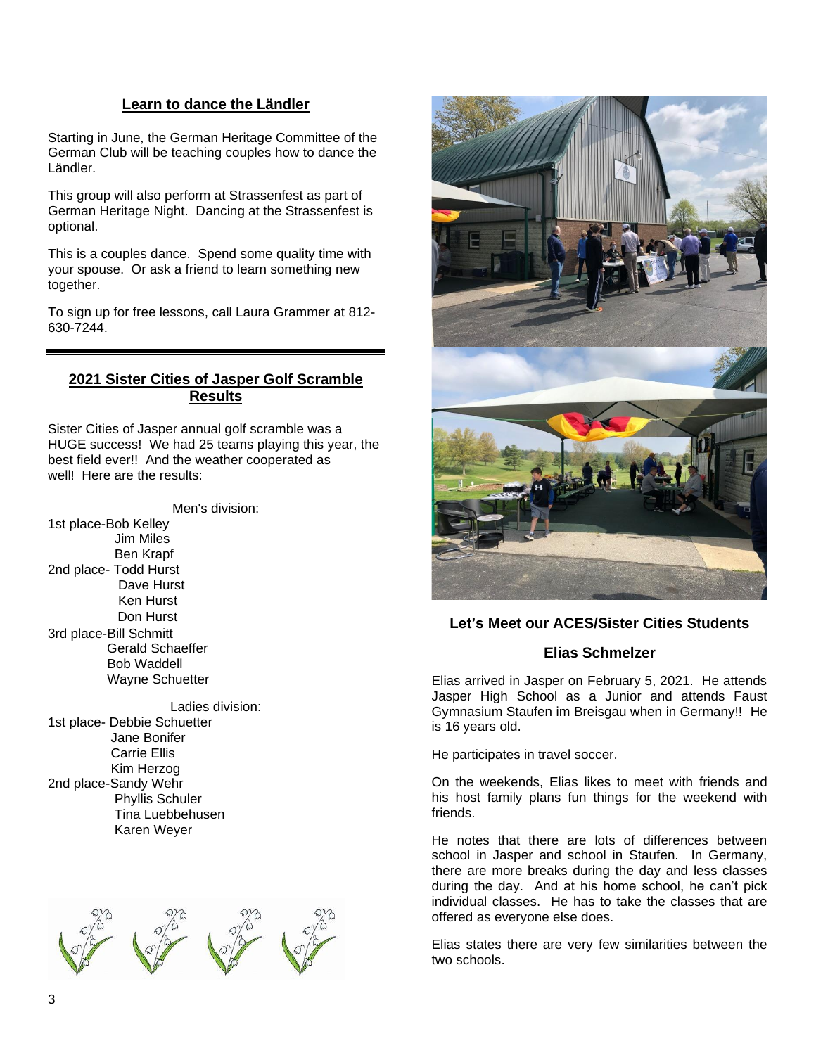## Learn to dance the Ländler

Starting in June, the German Heritage Committee of the German Club will be teaching couples how to dance the Ländler.

This group will also perform at Strassenfest as part of German Heritage Night. Dancing at the Strassenfest is optional.

This is a couples dance. Spend some quality time with your spouse. Or ask a friend to learn something new together.

To sign up for free lessons, call Laura Grammer at 812-630-7244.

---

## 2021 Sister Cities of Jasper Golf Scramble Results

Sister Cities of Jasper annual golf scramble was a HUGE success! We had 25 teams playing this year, the best field ever!! And the weather cooperated as well! Here are the results:

Men's division:

1st place-Bob Kelley
Jim Miles
Ben Krapf

2nd place- Todd Hurst
Dave Hurst
Ken Hurst
Don Hurst

3rd place-Bill Schmitt
Gerald Schaeffer
Bob Waddell
Wayne Schuetter

Ladies division:

1st place- Debbie Schuetter
Jane Bonifer
Carrie Ellis
Kim Herzog

2nd place-Sandy Wehr
Phyllis Schuler
Tina Luebbehusen
Karen Weyer

## Let's Meet our ACES/Sister Cities Students

### Elias Schmelzer

Elias arrived in Jasper on February 5, 2021. He attends Jasper High School as a Junior and attends Faust Gymnasium Staufen im Breisgau when in Germany!! He is 16 years old.

He participates in travel soccer.

On the weekends, Elias likes to meet with friends and his host family plans fun things for the weekend with friends.

He notes that there are lots of differences between school in Jasper and school in Staufen. In Germany, there are more breaks during the day and less classes during the day. And at his home school, he can't pick individual classes. He has to take the classes that are offered as everyone else does.

Elias states there are very few similarities between the two schools.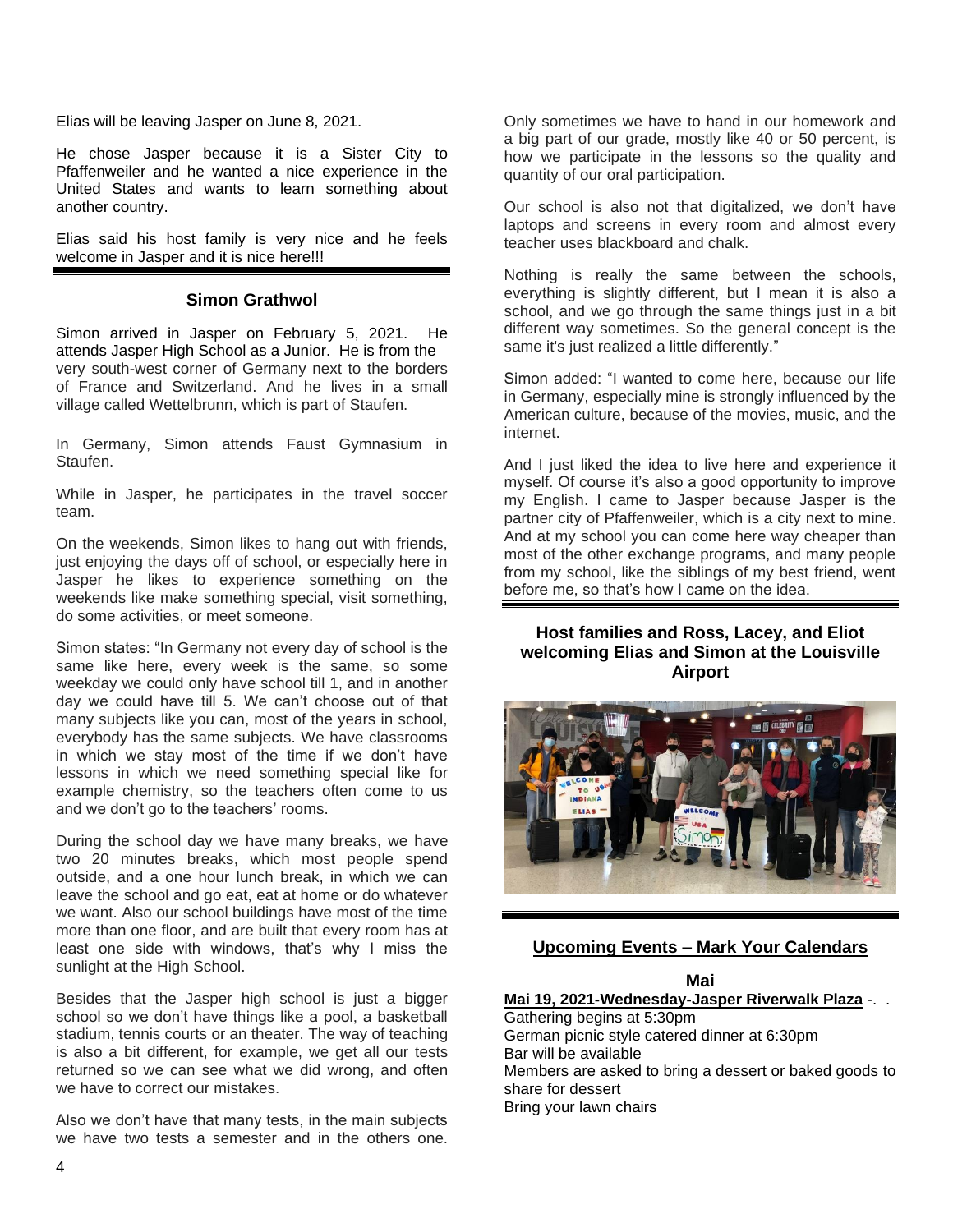Elias will be leaving Jasper on June 8, 2021.

He chose Jasper because it is a Sister City to Pfaffenweiler and he wanted a nice experience in the United States and wants to learn something about another country.

Elias said his host family is very nice and he feels welcome in Jasper and it is nice here!!!

## Simon Grathwol

Simon arrived in Jasper on February 5, 2021. He attends Jasper High School as a Junior. He is from the very south-west corner of Germany next to the borders of France and Switzerland. And he lives in a small village called Wettelbrunn, which is part of Staufen.

In Germany, Simon attends Faust Gymnasium in Staufen.

While in Jasper, he participates in the travel soccer team.

On the weekends, Simon likes to hang out with friends, just enjoying the days off of school, or especially here in Jasper he likes to experience something on the weekends like make something special, visit something, do some activities, or meet someone.

Simon states: "In Germany not every day of school is the same like here, every week is the same, so some weekday we could only have school till 1, and in another day we could have till 5. We can't choose out of that many subjects like you can, most of the years in school, everybody has the same subjects. We have classrooms in which we stay most of the time if we don't have lessons in which we need something special like for example chemistry, so the teachers often come to us and we don't go to the teachers' rooms.

During the school day we have many breaks, we have two 20 minutes breaks, which most people spend outside, and a one hour lunch break, in which we can leave the school and go eat, eat at home or do whatever we want. Also our school buildings have most of the time more than one floor, and are built that every room has at least one side with windows, that's why I miss the sunlight at the High School.

Besides that the Jasper high school is just a bigger school so we don't have things like a pool, a basketball stadium, tennis courts or an theater. The way of teaching is also a bit different, for example, we get all our tests returned so we can see what we did wrong, and often we have to correct our mistakes.

Also we don't have that many tests, in the main subjects we have two tests a semester and in the others one. Only sometimes we have to hand in our homework and a big part of our grade, mostly like 40 or 50 percent, is how we participate in the lessons so the quality and quantity of our oral participation.

Our school is also not that digitalized, we don't have laptops and screens in every room and almost every teacher uses blackboard and chalk.

Nothing is really the same between the schools, everything is slightly different, but I mean it is also a school, and we go through the same things just in a bit different way sometimes. So the general concept is the same it's just realized a little differently."

Simon added: "I wanted to come here, because our life in Germany, especially mine is strongly influenced by the American culture, because of the movies, music, and the internet.

And I just liked the idea to live here and experience it myself. Of course it's also a good opportunity to improve my English. I came to Jasper because Jasper is the partner city of Pfaffenweiler, which is a city next to mine. And at my school you can come here way cheaper than most of the other exchange programs, and many people from my school, like the siblings of my best friend, went before me, so that's how I came on the idea.

### Host families and Ross, Lacey, and Eliot welcoming Elias and Simon at the Louisville Airport

## Upcoming Events – Mark Your Calendars

### Mai

**Mai 19, 2021-Wednesday-Jasper Riverwalk Plaza** -. .
Gathering begins at 5:30pm
German picnic style catered dinner at 6:30pm
Bar will be available
Members are asked to bring a dessert or baked goods to share for dessert
Bring your lawn chairs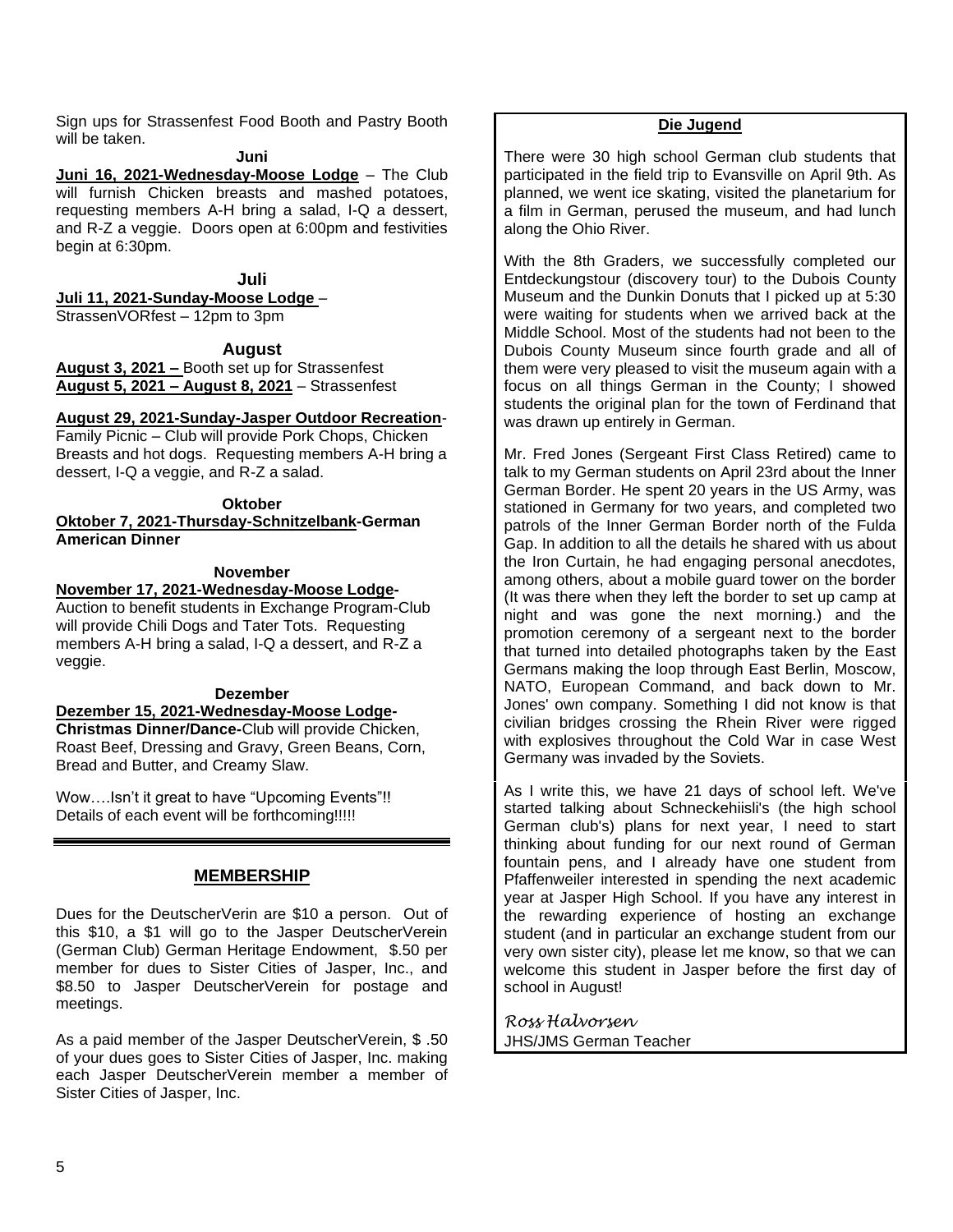Sign ups for Strassenfest Food Booth and Pastry Booth will be taken.

**Juni**

**Juni 16, 2021-Wednesday-Moose Lodge** – The Club will furnish Chicken breasts and mashed potatoes, requesting members A-H bring a salad, I-Q a dessert, and R-Z a veggie. Doors open at 6:00pm and festivities begin at 6:30pm.

**Juli**

**Juli 11, 2021-Sunday-Moose Lodge** –
StrassenVORfest – 12pm to 3pm

**August**

**August 3, 2021 –** Booth set up for Strassenfest
**August 5, 2021 – August 8, 2021** – Strassenfest

**August 29, 2021-Sunday-Jasper Outdoor Recreation**-Family Picnic – Club will provide Pork Chops, Chicken Breasts and hot dogs. Requesting members A-H bring a dessert, I-Q a veggie, and R-Z a salad.

**Oktober**

**Oktober 7, 2021-Thursday-Schnitzelbank-German American Dinner**

**November**

**November 17, 2021-Wednesday-Moose Lodge-**
Auction to benefit students in Exchange Program-Club will provide Chili Dogs and Tater Tots. Requesting members A-H bring a salad, I-Q a dessert, and R-Z a veggie.

**Dezember**

**Dezember 15, 2021-Wednesday-Moose Lodge-**
**Christmas Dinner/Dance-**Club will provide Chicken, Roast Beef, Dressing and Gravy, Green Beans, Corn, Bread and Butter, and Creamy Slaw.

Wow….Isn't it great to have "Upcoming Events"!! Details of each event will be forthcoming!!!!!

---

## MEMBERSHIP

Dues for the DeutscherVerin are $10 a person. Out of this $10, a $1 will go to the Jasper DeutscherVerein (German Club) German Heritage Endowment, $.50 per member for dues to Sister Cities of Jasper, Inc., and $8.50 to Jasper DeutscherVerein for postage and meetings.

As a paid member of the Jasper DeutscherVerein, $ .50 of your dues goes to Sister Cities of Jasper, Inc. making each Jasper DeutscherVerein member a member of Sister Cities of Jasper, Inc.

## Die Jugend

There were 30 high school German club students that participated in the field trip to Evansville on April 9th. As planned, we went ice skating, visited the planetarium for a film in German, perused the museum, and had lunch along the Ohio River.

With the 8th Graders, we successfully completed our Entdeckungstour (discovery tour) to the Dubois County Museum and the Dunkin Donuts that I picked up at 5:30 were waiting for students when we arrived back at the Middle School. Most of the students had not been to the Dubois County Museum since fourth grade and all of them were very pleased to visit the museum again with a focus on all things German in the County; I showed students the original plan for the town of Ferdinand that was drawn up entirely in German.

Mr. Fred Jones (Sergeant First Class Retired) came to talk to my German students on April 23rd about the Inner German Border. He spent 20 years in the US Army, was stationed in Germany for two years, and completed two patrols of the Inner German Border north of the Fulda Gap. In addition to all the details he shared with us about the Iron Curtain, he had engaging personal anecdotes, among others, about a mobile guard tower on the border (It was there when they left the border to set up camp at night and was gone the next morning.) and the promotion ceremony of a sergeant next to the border that turned into detailed photographs taken by the East Germans making the loop through East Berlin, Moscow, NATO, European Command, and back down to Mr. Jones' own company. Something I did not know is that civilian bridges crossing the Rhein River were rigged with explosives throughout the Cold War in case West Germany was invaded by the Soviets.

As I write this, we have 21 days of school left. We've started talking about Schneckehiisli's (the high school German club's) plans for next year, I need to start thinking about funding for our next round of German fountain pens, and I already have one student from Pfaffenweiler interested in spending the next academic year at Jasper High School. If you have any interest in the rewarding experience of hosting an exchange student (and in particular an exchange student from our very own sister city), please let me know, so that we can welcome this student in Jasper before the first day of school in August!

*Ross Halvorsen*
JHS/JMS German Teacher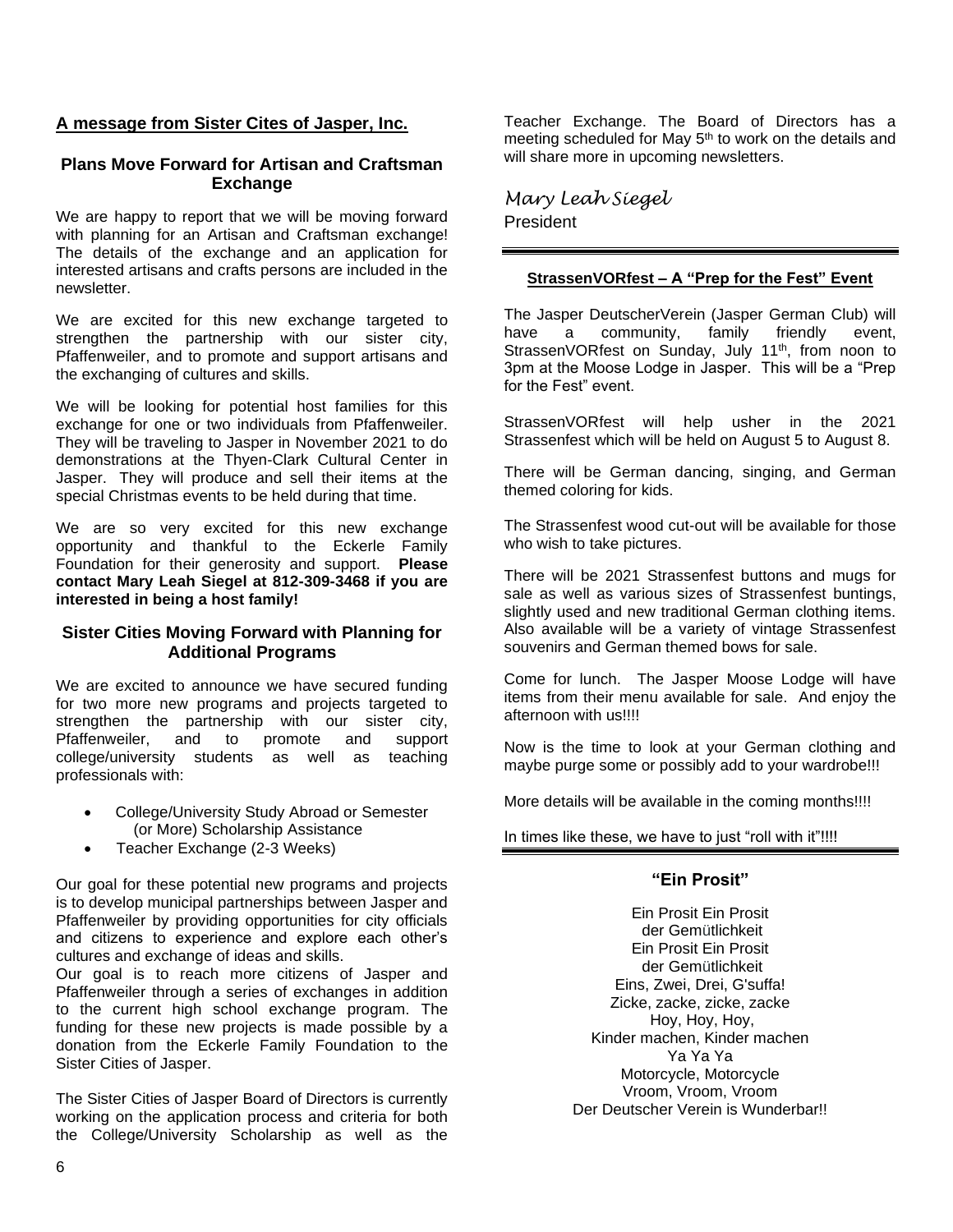## A message from Sister Cites of Jasper, Inc.

### Plans Move Forward for Artisan and Craftsman Exchange

We are happy to report that we will be moving forward with planning for an Artisan and Craftsman exchange! The details of the exchange and an application for interested artisans and crafts persons are included in the newsletter.

We are excited for this new exchange targeted to strengthen the partnership with our sister city, Pfaffenweiler, and to promote and support artisans and the exchanging of cultures and skills.

We will be looking for potential host families for this exchange for one or two individuals from Pfaffenweiler. They will be traveling to Jasper in November 2021 to do demonstrations at the Thyen-Clark Cultural Center in Jasper. They will produce and sell their items at the special Christmas events to be held during that time.

We are so very excited for this new exchange opportunity and thankful to the Eckerle Family Foundation for their generosity and support. **Please contact Mary Leah Siegel at 812-309-3468 if you are interested in being a host family!**

### Sister Cities Moving Forward with Planning for Additional Programs

We are excited to announce we have secured funding for two more new programs and projects targeted to strengthen the partnership with our sister city, Pfaffenweiler, and to promote and support college/university students as well as teaching professionals with:

- College/University Study Abroad or Semester (or More) Scholarship Assistance
- Teacher Exchange (2-3 Weeks)

Our goal for these potential new programs and projects is to develop municipal partnerships between Jasper and Pfaffenweiler by providing opportunities for city officials and citizens to experience and explore each other's cultures and exchange of ideas and skills.
Our goal is to reach more citizens of Jasper and Pfaffenweiler through a series of exchanges in addition to the current high school exchange program. The funding for these new projects is made possible by a donation from the Eckerle Family Foundation to the Sister Cities of Jasper.

The Sister Cities of Jasper Board of Directors is currently working on the application process and criteria for both the College/University Scholarship as well as the Teacher Exchange. The Board of Directors has a meeting scheduled for May 5th to work on the details and will share more in upcoming newsletters.

*Mary Leah Siegel*
President

---

### StrassenVORfest – A "Prep for the Fest" Event

The Jasper DeutscherVerein (Jasper German Club) will have a community, family friendly event, StrassenVORfest on Sunday, July 11th, from noon to 3pm at the Moose Lodge in Jasper. This will be a "Prep for the Fest" event.

StrassenVORfest will help usher in the 2021 Strassenfest which will be held on August 5 to August 8.

There will be German dancing, singing, and German themed coloring for kids.

The Strassenfest wood cut-out will be available for those who wish to take pictures.

There will be 2021 Strassenfest buttons and mugs for sale as well as various sizes of Strassenfest buntings, slightly used and new traditional German clothing items. Also available will be a variety of vintage Strassenfest souvenirs and German themed bows for sale.

Come for lunch. The Jasper Moose Lodge will have items from their menu available for sale. And enjoy the afternoon with us!!!!

Now is the time to look at your German clothing and maybe purge some or possibly add to your wardrobe!!!

More details will be available in the coming months!!!!

In times like these, we have to just "roll with it"!!!!

---

### "Ein Prosit"

Ein Prosit Ein Prosit
der Gemütlichkeit
Ein Prosit Ein Prosit
der Gemütlichkeit
Eins, Zwei, Drei, G'suffa!
Zicke, zacke, zicke, zacke
Hoy, Hoy, Hoy,
Kinder machen, Kinder machen
Ya Ya Ya
Motorcycle, Motorcycle
Vroom, Vroom, Vroom
Der Deutscher Verein is Wunderbar!!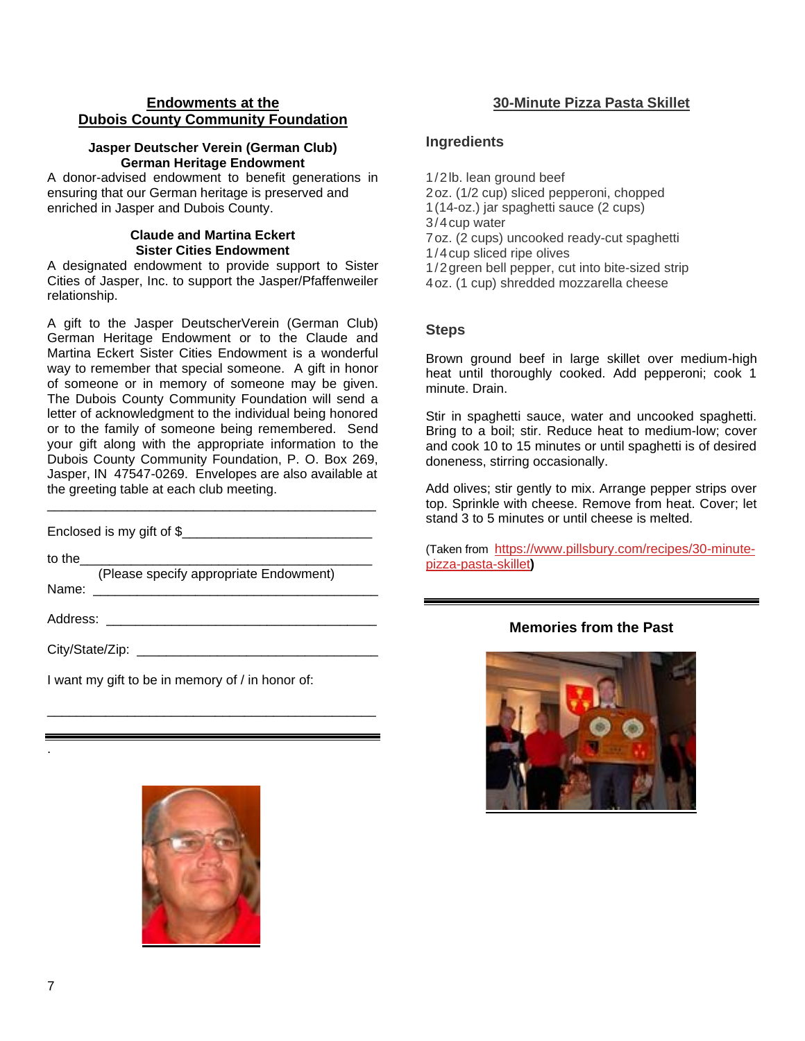## Endowments at the Dubois County Community Foundation

**Jasper Deutscher Verein (German Club) German Heritage Endowment**

A donor-advised endowment to benefit generations in ensuring that our German heritage is preserved and enriched in Jasper and Dubois County.

**Claude and Martina Eckert Sister Cities Endowment**

A designated endowment to provide support to Sister Cities of Jasper, Inc. to support the Jasper/Pfaffenweiler relationship.

A gift to the Jasper DeutscherVerein (German Club) German Heritage Endowment or to the Claude and Martina Eckert Sister Cities Endowment is a wonderful way to remember that special someone. A gift in honor of someone or in memory of someone may be given. The Dubois County Community Foundation will send a letter of acknowledgment to the individual being honored or to the family of someone being remembered. Send your gift along with the appropriate information to the Dubois County Community Foundation, P. O. Box 269, Jasper, IN 47547-0269. Envelopes are also available at the greeting table at each club meeting.

---

Enclosed is my gift of $__________________________

to the__________________________________________
(Please specify appropriate Endowment)

Name: _________________________________________

Address: _______________________________________

City/State/Zip: __________________________________

I want my gift to be in memory of / in honor of:

_______________________________________________

---

## 30-Minute Pizza Pasta Skillet

### Ingredients

- 1/2 lb. lean ground beef
- 2 oz. (1/2 cup) sliced pepperoni, chopped
- 1 (14-oz.) jar spaghetti sauce (2 cups)
- 3/4 cup water
- 7 oz. (2 cups) uncooked ready-cut spaghetti
- 1/4 cup sliced ripe olives
- 1/2 green bell pepper, cut into bite-sized strip
- 4 oz. (1 cup) shredded mozzarella cheese

### Steps

Brown ground beef in large skillet over medium-high heat until thoroughly cooked. Add pepperoni; cook 1 minute. Drain.

Stir in spaghetti sauce, water and uncooked spaghetti. Bring to a boil; stir. Reduce heat to medium-low; cover and cook 10 to 15 minutes or until spaghetti is of desired doneness, stirring occasionally.

Add olives; stir gently to mix. Arrange pepper strips over top. Sprinkle with cheese. Remove from heat. Cover; let stand 3 to 5 minutes or until cheese is melted.

(Taken from https://www.pillsbury.com/recipes/30-minute-pizza-pasta-skillet)

---

**Memories from the Past**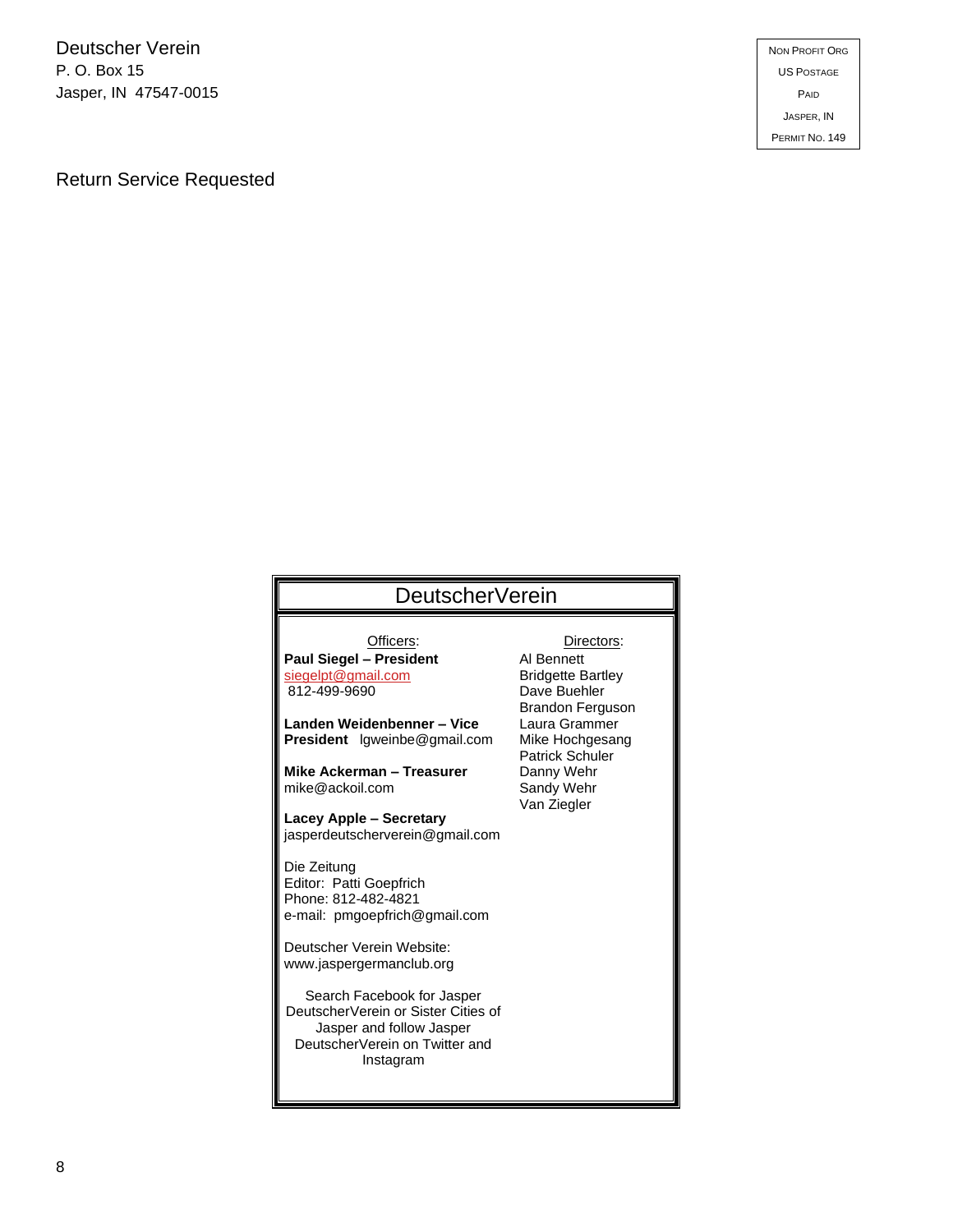Deutscher Verein
P. O. Box 15
Jasper, IN 47547-0015

NON PROFIT ORG
US POSTAGE
PAID
JASPER, IN
PERMIT NO. 149

Return Service Requested

## DeutscherVerein

Officers:

**Paul Siegel – President**
siegelpt@gmail.com
812-499-9690

**Landen Weidenbenner – Vice President** lgweinbe@gmail.com

**Mike Ackerman – Treasurer**
mike@ackoil.com

**Lacey Apple – Secretary**
jasperdeutscherverein@gmail.com

Die Zeitung
Editor: Patti Goepfrich
Phone: 812-482-4821
e-mail: pmgoepfrich@gmail.com

Deutscher Verein Website:
www.jaspergermanclub.org

Search Facebook for Jasper DeutscherVerein or Sister Cities of Jasper and follow Jasper DeutscherVerein on Twitter and Instagram

Directors:

Al Bennett
Bridgette Bartley
Dave Buehler
Brandon Ferguson
Laura Grammer
Mike Hochgesang
Patrick Schuler
Danny Wehr
Sandy Wehr
Van Ziegler